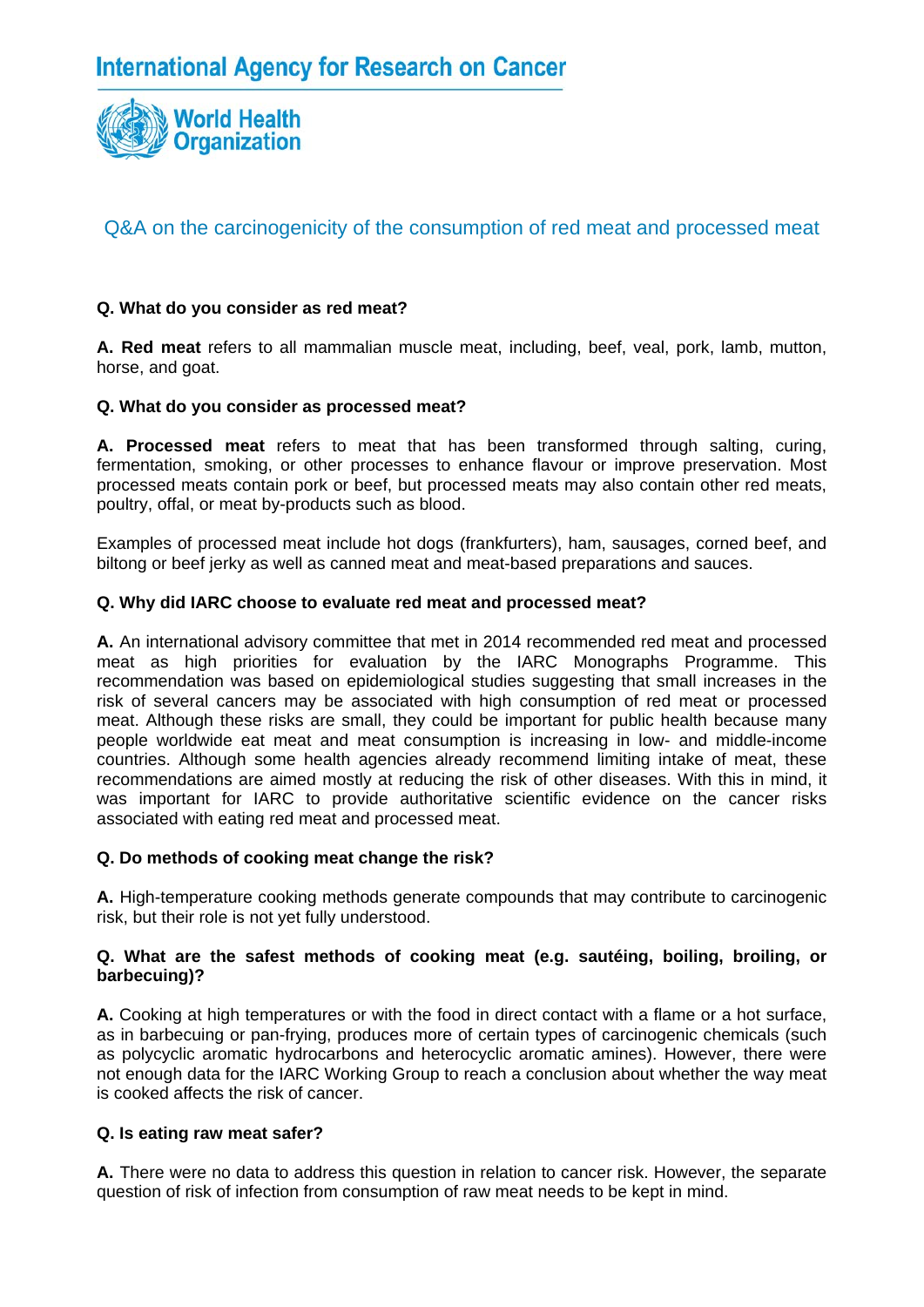International Agency for Research on Cancer

World Health Organization

## Q&A on the carcinogenicity of the consumption of red meat and processed meat

**Q. What do you consider as red meat?**

**A. Red meat** refers to all mammalian muscle meat, including, beef, veal, pork, lamb, mutton, horse, and goat.

**Q. What do you consider as processed meat?**

**A. Processed meat** refers to meat that has been transformed through salting, curing, fermentation, smoking, or other processes to enhance flavour or improve preservation. Most processed meats contain pork or beef, but processed meats may also contain other red meats, poultry, offal, or meat by-products such as blood.

Examples of processed meat include hot dogs (frankfurters), ham, sausages, corned beef, and biltong or beef jerky as well as canned meat and meat-based preparations and sauces.

**Q. Why did IARC choose to evaluate red meat and processed meat?**

**A.** An international advisory committee that met in 2014 recommended red meat and processed meat as high priorities for evaluation by the IARC Monographs Programme. This recommendation was based on epidemiological studies suggesting that small increases in the risk of several cancers may be associated with high consumption of red meat or processed meat. Although these risks are small, they could be important for public health because many people worldwide eat meat and meat consumption is increasing in low- and middle-income countries. Although some health agencies already recommend limiting intake of meat, these recommendations are aimed mostly at reducing the risk of other diseases. With this in mind, it was important for IARC to provide authoritative scientific evidence on the cancer risks associated with eating red meat and processed meat.

**Q. Do methods of cooking meat change the risk?**

**A.** High-temperature cooking methods generate compounds that may contribute to carcinogenic risk, but their role is not yet fully understood.

**Q. What are the safest methods of cooking meat (e.g. sautéing, boiling, broiling, or barbecuing)?**

**A.** Cooking at high temperatures or with the food in direct contact with a flame or a hot surface, as in barbecuing or pan-frying, produces more of certain types of carcinogenic chemicals (such as polycyclic aromatic hydrocarbons and heterocyclic aromatic amines). However, there were not enough data for the IARC Working Group to reach a conclusion about whether the way meat is cooked affects the risk of cancer.

**Q. Is eating raw meat safer?**

**A.** There were no data to address this question in relation to cancer risk. However, the separate question of risk of infection from consumption of raw meat needs to be kept in mind.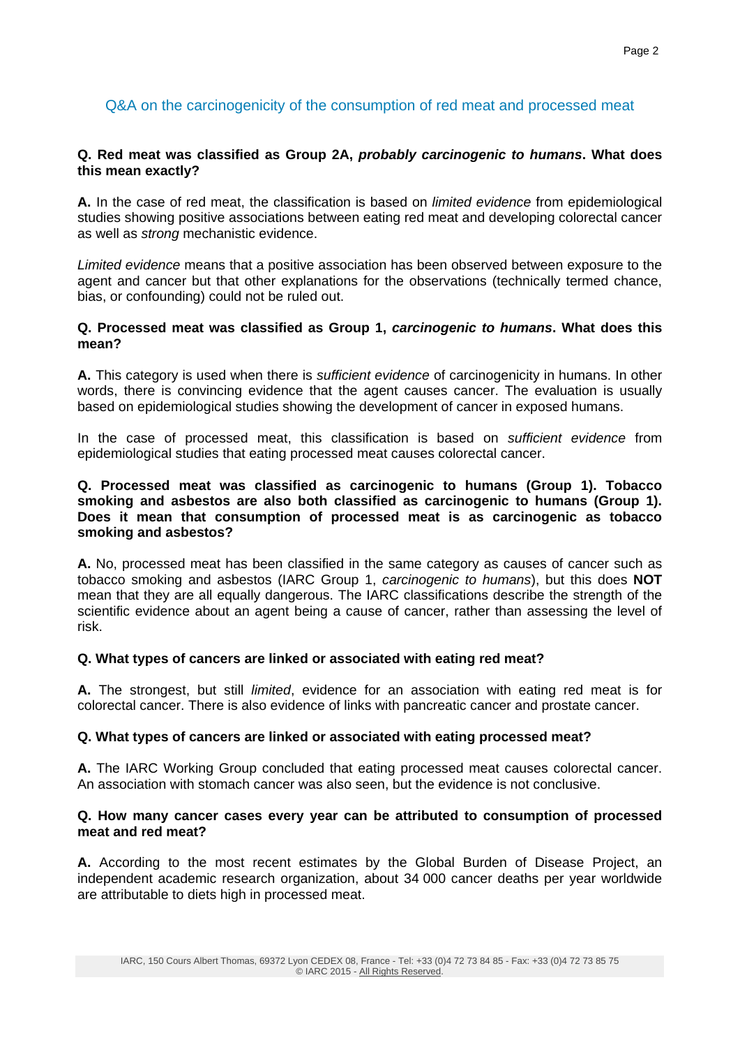## Q&A on the carcinogenicity of the consumption of red meat and processed meat

**Q. Red meat was classified as Group 2A, *probably carcinogenic to humans*. What does this mean exactly?**

**A.** In the case of red meat, the classification is based on *limited evidence* from epidemiological studies showing positive associations between eating red meat and developing colorectal cancer as well as *strong* mechanistic evidence.

*Limited evidence* means that a positive association has been observed between exposure to the agent and cancer but that other explanations for the observations (technically termed chance, bias, or confounding) could not be ruled out.

**Q. Processed meat was classified as Group 1, *carcinogenic to humans*. What does this mean?**

**A.** This category is used when there is *sufficient evidence* of carcinogenicity in humans. In other words, there is convincing evidence that the agent causes cancer. The evaluation is usually based on epidemiological studies showing the development of cancer in exposed humans.

In the case of processed meat, this classification is based on *sufficient evidence* from epidemiological studies that eating processed meat causes colorectal cancer.

**Q. Processed meat was classified as carcinogenic to humans (Group 1). Tobacco smoking and asbestos are also both classified as carcinogenic to humans (Group 1). Does it mean that consumption of processed meat is as carcinogenic as tobacco smoking and asbestos?**

**A.** No, processed meat has been classified in the same category as causes of cancer such as tobacco smoking and asbestos (IARC Group 1, *carcinogenic to humans*), but this does **NOT** mean that they are all equally dangerous. The IARC classifications describe the strength of the scientific evidence about an agent being a cause of cancer, rather than assessing the level of risk.

**Q. What types of cancers are linked or associated with eating red meat?**

**A.** The strongest, but still *limited*, evidence for an association with eating red meat is for colorectal cancer. There is also evidence of links with pancreatic cancer and prostate cancer.

**Q. What types of cancers are linked or associated with eating processed meat?**

**A.** The IARC Working Group concluded that eating processed meat causes colorectal cancer. An association with stomach cancer was also seen, but the evidence is not conclusive.

**Q. How many cancer cases every year can be attributed to consumption of processed meat and red meat?**

**A.** According to the most recent estimates by the Global Burden of Disease Project, an independent academic research organization, about 34 000 cancer deaths per year worldwide are attributable to diets high in processed meat.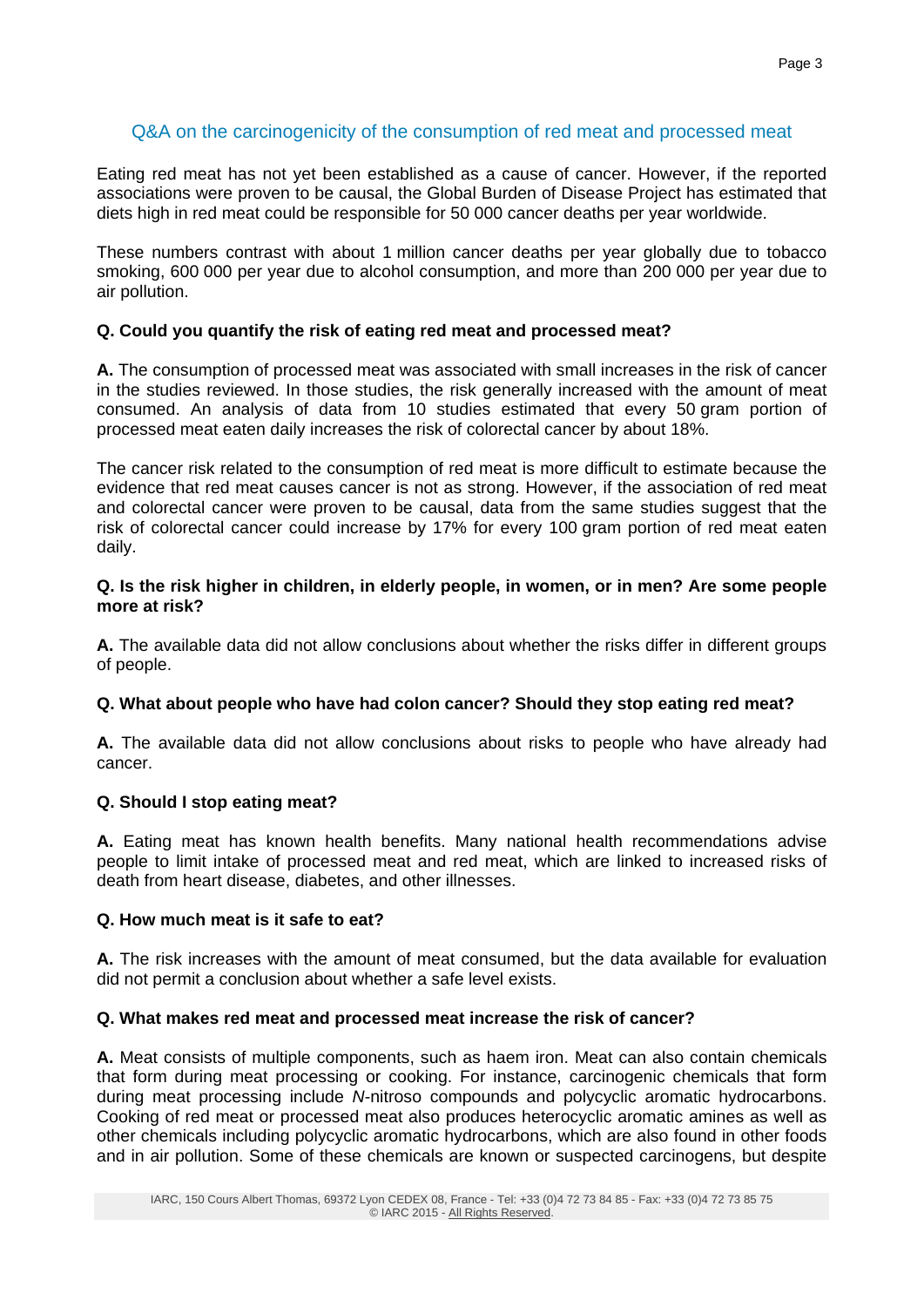## Q&A on the carcinogenicity of the consumption of red meat and processed meat

Eating red meat has not yet been established as a cause of cancer. However, if the reported associations were proven to be causal, the Global Burden of Disease Project has estimated that diets high in red meat could be responsible for 50 000 cancer deaths per year worldwide.

These numbers contrast with about 1 million cancer deaths per year globally due to tobacco smoking, 600 000 per year due to alcohol consumption, and more than 200 000 per year due to air pollution.

**Q. Could you quantify the risk of eating red meat and processed meat?**

**A.** The consumption of processed meat was associated with small increases in the risk of cancer in the studies reviewed. In those studies, the risk generally increased with the amount of meat consumed. An analysis of data from 10 studies estimated that every 50 gram portion of processed meat eaten daily increases the risk of colorectal cancer by about 18%.

The cancer risk related to the consumption of red meat is more difficult to estimate because the evidence that red meat causes cancer is not as strong. However, if the association of red meat and colorectal cancer were proven to be causal, data from the same studies suggest that the risk of colorectal cancer could increase by 17% for every 100 gram portion of red meat eaten daily.

**Q. Is the risk higher in children, in elderly people, in women, or in men? Are some people more at risk?**

**A.** The available data did not allow conclusions about whether the risks differ in different groups of people.

**Q. What about people who have had colon cancer? Should they stop eating red meat?**

**A.** The available data did not allow conclusions about risks to people who have already had cancer.

**Q. Should I stop eating meat?**

**A.** Eating meat has known health benefits. Many national health recommendations advise people to limit intake of processed meat and red meat, which are linked to increased risks of death from heart disease, diabetes, and other illnesses.

**Q. How much meat is it safe to eat?**

**A.** The risk increases with the amount of meat consumed, but the data available for evaluation did not permit a conclusion about whether a safe level exists.

**Q. What makes red meat and processed meat increase the risk of cancer?**

**A.** Meat consists of multiple components, such as haem iron. Meat can also contain chemicals that form during meat processing or cooking. For instance, carcinogenic chemicals that form during meat processing include *N*-nitroso compounds and polycyclic aromatic hydrocarbons. Cooking of red meat or processed meat also produces heterocyclic aromatic amines as well as other chemicals including polycyclic aromatic hydrocarbons, which are also found in other foods and in air pollution. Some of these chemicals are known or suspected carcinogens, but despite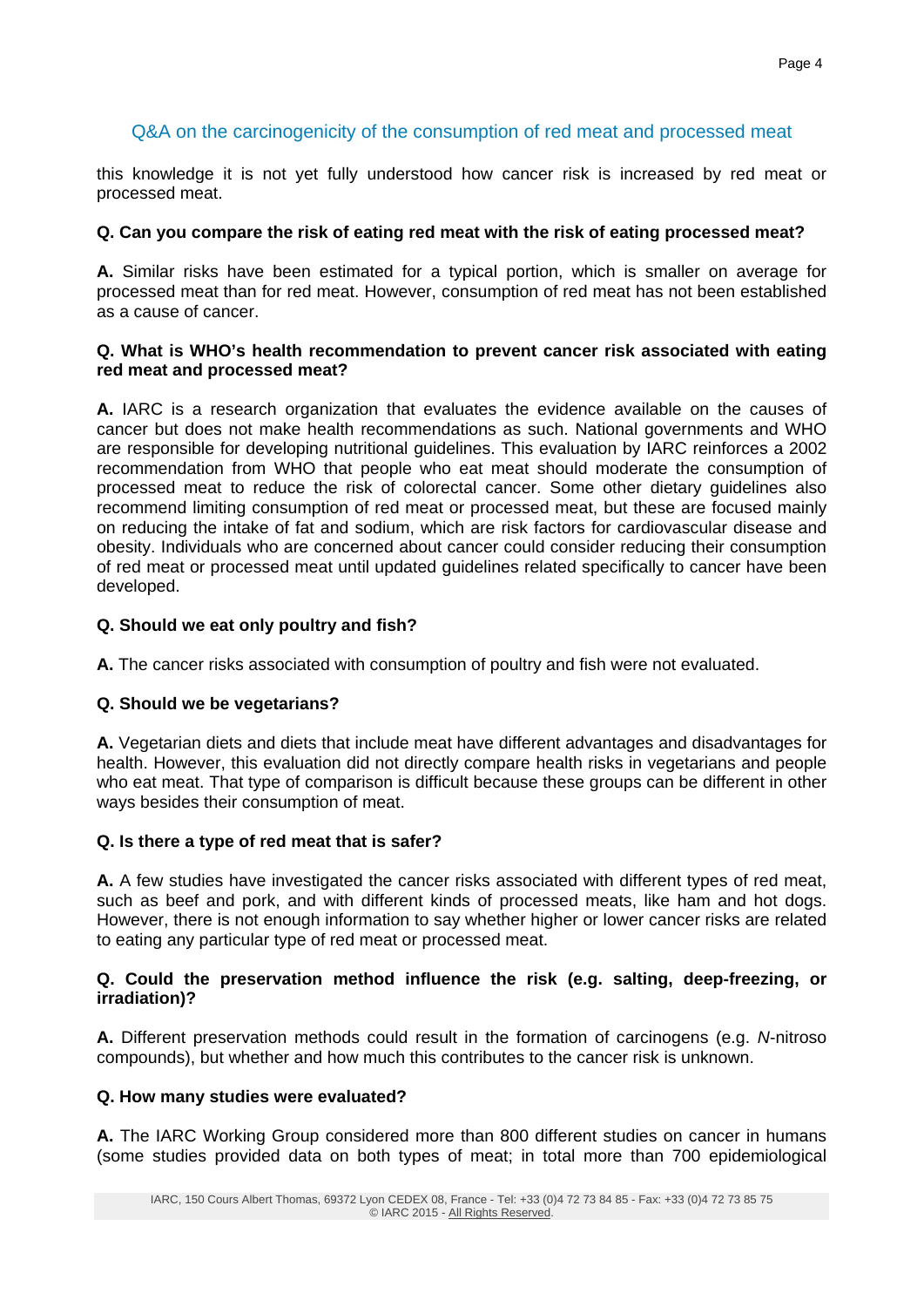this knowledge it is not yet fully understood how cancer risk is increased by red meat or processed meat.

**Q. Can you compare the risk of eating red meat with the risk of eating processed meat?**

**A.** Similar risks have been estimated for a typical portion, which is smaller on average for processed meat than for red meat. However, consumption of red meat has not been established as a cause of cancer.

**Q. What is WHO's health recommendation to prevent cancer risk associated with eating red meat and processed meat?**

**A.** IARC is a research organization that evaluates the evidence available on the causes of cancer but does not make health recommendations as such. National governments and WHO are responsible for developing nutritional guidelines. This evaluation by IARC reinforces a 2002 recommendation from WHO that people who eat meat should moderate the consumption of processed meat to reduce the risk of colorectal cancer. Some other dietary guidelines also recommend limiting consumption of red meat or processed meat, but these are focused mainly on reducing the intake of fat and sodium, which are risk factors for cardiovascular disease and obesity. Individuals who are concerned about cancer could consider reducing their consumption of red meat or processed meat until updated guidelines related specifically to cancer have been developed.

**Q. Should we eat only poultry and fish?**

**A.** The cancer risks associated with consumption of poultry and fish were not evaluated.

**Q. Should we be vegetarians?**

**A.** Vegetarian diets and diets that include meat have different advantages and disadvantages for health. However, this evaluation did not directly compare health risks in vegetarians and people who eat meat. That type of comparison is difficult because these groups can be different in other ways besides their consumption of meat.

**Q. Is there a type of red meat that is safer?**

**A.** A few studies have investigated the cancer risks associated with different types of red meat, such as beef and pork, and with different kinds of processed meats, like ham and hot dogs. However, there is not enough information to say whether higher or lower cancer risks are related to eating any particular type of red meat or processed meat.

**Q. Could the preservation method influence the risk (e.g. salting, deep-freezing, or irradiation)?**

**A.** Different preservation methods could result in the formation of carcinogens (e.g. *N*-nitroso compounds), but whether and how much this contributes to the cancer risk is unknown.

**Q. How many studies were evaluated?**

**A.** The IARC Working Group considered more than 800 different studies on cancer in humans (some studies provided data on both types of meat; in total more than 700 epidemiological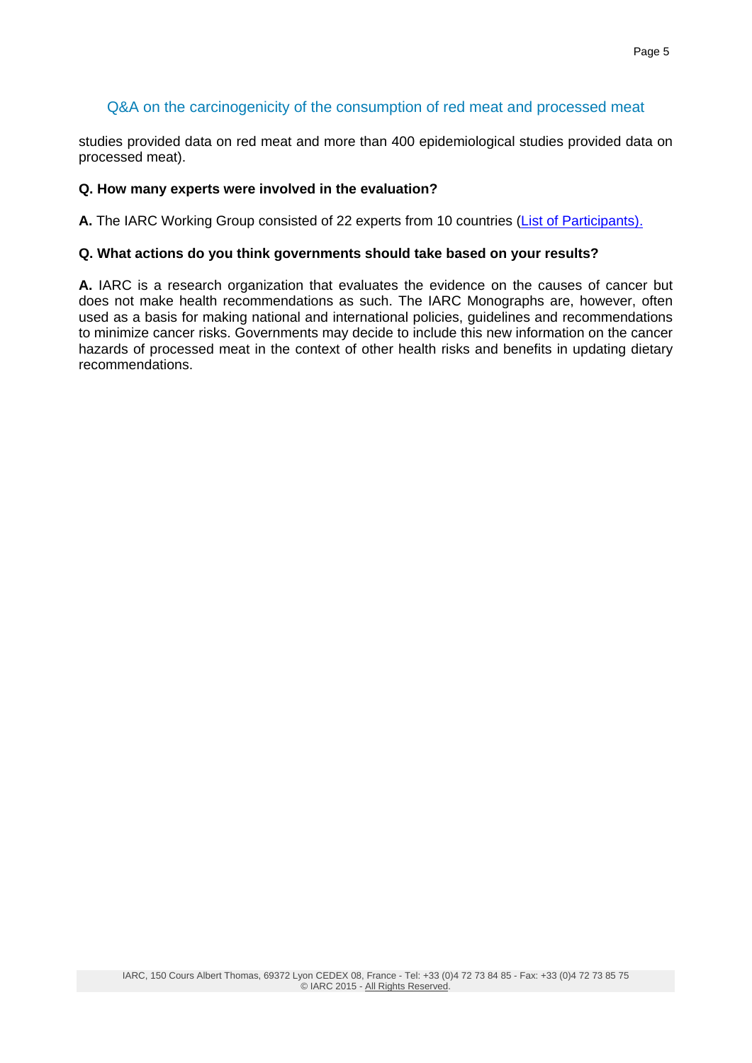studies provided data on red meat and more than 400 epidemiological studies provided data on processed meat).

**Q. How many experts were involved in the evaluation?**

**A.** The IARC Working Group consisted of 22 experts from 10 countries (List of Participants).

**Q. What actions do you think governments should take based on your results?**

**A.** IARC is a research organization that evaluates the evidence on the causes of cancer but does not make health recommendations as such. The IARC Monographs are, however, often used as a basis for making national and international policies, guidelines and recommendations to minimize cancer risks. Governments may decide to include this new information on the cancer hazards of processed meat in the context of other health risks and benefits in updating dietary recommendations.